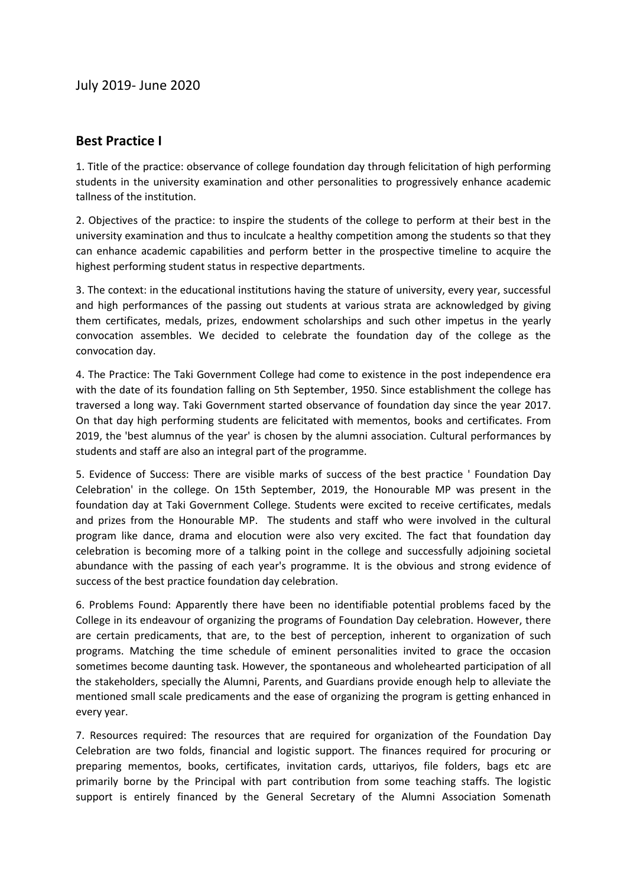July 2019- June 2020

## Best Practice I

1. Title of the practice: observance of college foundation day through felicitation of high performing students in the university examination and other personalities to progressively enhance academic tallness of the institution.

2. Objectives of the practice: to inspire the students of the college to perform at their best in the university examination and thus to inculcate a healthy competition among the students so that they can enhance academic capabilities and perform better in the prospective timeline to acquire the highest performing student status in respective departments.

3. The context: in the educational institutions having the stature of university, every year, successful and high performances of the passing out students at various strata are acknowledged by giving them certificates, medals, prizes, endowment scholarships and such other impetus in the yearly convocation assembles. We decided to celebrate the foundation day of the college as the convocation day.

4. The Practice: The Taki Government College had come to existence in the post independence era with the date of its foundation falling on 5th September, 1950. Since establishment the college has traversed a long way. Taki Government started observance of foundation day since the year 2017. On that day high performing students are felicitated with mementos, books and certificates. From 2019, the 'best alumnus of the year' is chosen by the alumni association. Cultural performances by students and staff are also an integral part of the programme.

5. Evidence of Success: There are visible marks of success of the best practice ' Foundation Day Celebration' in the college. On 15th September, 2019, the Honourable MP was present in the foundation day at Taki Government College. Students were excited to receive certificates, medals and prizes from the Honourable MP. The students and staff who were involved in the cultural program like dance, drama and elocution were also very excited. The fact that foundation day celebration is becoming more of a talking point in the college and successfully adjoining societal abundance with the passing of each year's programme. It is the obvious and strong evidence of success of the best practice foundation day celebration.

6. Problems Found: Apparently there have been no identifiable potential problems faced by the College in its endeavour of organizing the programs of Foundation Day celebration. However, there are certain predicaments, that are, to the best of perception, inherent to organization of such programs. Matching the time schedule of eminent personalities invited to grace the occasion sometimes become daunting task. However, the spontaneous and wholehearted participation of all the stakeholders, specially the Alumni, Parents, and Guardians provide enough help to alleviate the mentioned small scale predicaments and the ease of organizing the program is getting enhanced in every year.

7. Resources required: The resources that are required for organization of the Foundation Day Celebration are two folds, financial and logistic support. The finances required for procuring or preparing mementos, books, certificates, invitation cards, uttariyos, file folders, bags etc are primarily borne by the Principal with part contribution from some teaching staffs. The logistic support is entirely financed by the General Secretary of the Alumni Association Somenath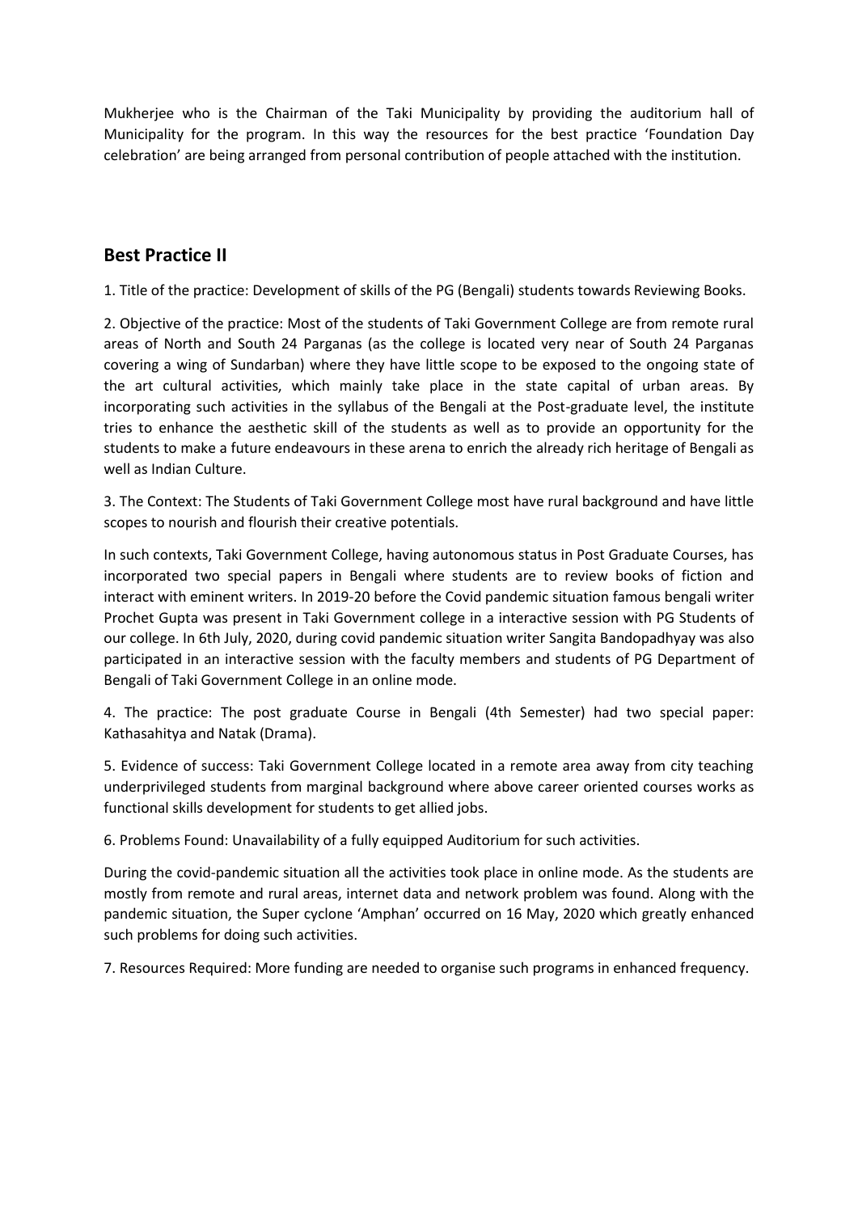Mukherjee who is the Chairman of the Taki Municipality by providing the auditorium hall of Municipality for the program. In this way the resources for the best practice 'Foundation Day celebration' are being arranged from personal contribution of people attached with the institution.

## Best Practice II

1. Title of the practice: Development of skills of the PG (Bengali) students towards Reviewing Books.

2. Objective of the practice: Most of the students of Taki Government College are from remote rural areas of North and South 24 Parganas (as the college is located very near of South 24 Parganas covering a wing of Sundarban) where they have little scope to be exposed to the ongoing state of the art cultural activities, which mainly take place in the state capital of urban areas. By incorporating such activities in the syllabus of the Bengali at the Post-graduate level, the institute tries to enhance the aesthetic skill of the students as well as to provide an opportunity for the students to make a future endeavours in these arena to enrich the already rich heritage of Bengali as well as Indian Culture.

3. The Context: The Students of Taki Government College most have rural background and have little scopes to nourish and flourish their creative potentials.

In such contexts, Taki Government College, having autonomous status in Post Graduate Courses, has incorporated two special papers in Bengali where students are to review books of fiction and interact with eminent writers. In 2019-20 before the Covid pandemic situation famous bengali writer Prochet Gupta was present in Taki Government college in a interactive session with PG Students of our college. In 6th July, 2020, during covid pandemic situation writer Sangita Bandopadhyay was also participated in an interactive session with the faculty members and students of PG Department of Bengali of Taki Government College in an online mode.

4. The practice: The post graduate Course in Bengali (4th Semester) had two special paper: Kathasahitya and Natak (Drama).

5. Evidence of success: Taki Government College located in a remote area away from city teaching underprivileged students from marginal background where above career oriented courses works as functional skills development for students to get allied jobs.

6. Problems Found: Unavailability of a fully equipped Auditorium for such activities.

During the covid-pandemic situation all the activities took place in online mode. As the students are mostly from remote and rural areas, internet data and network problem was found. Along with the pandemic situation, the Super cyclone 'Amphan' occurred on 16 May, 2020 which greatly enhanced such problems for doing such activities.

7. Resources Required: More funding are needed to organise such programs in enhanced frequency.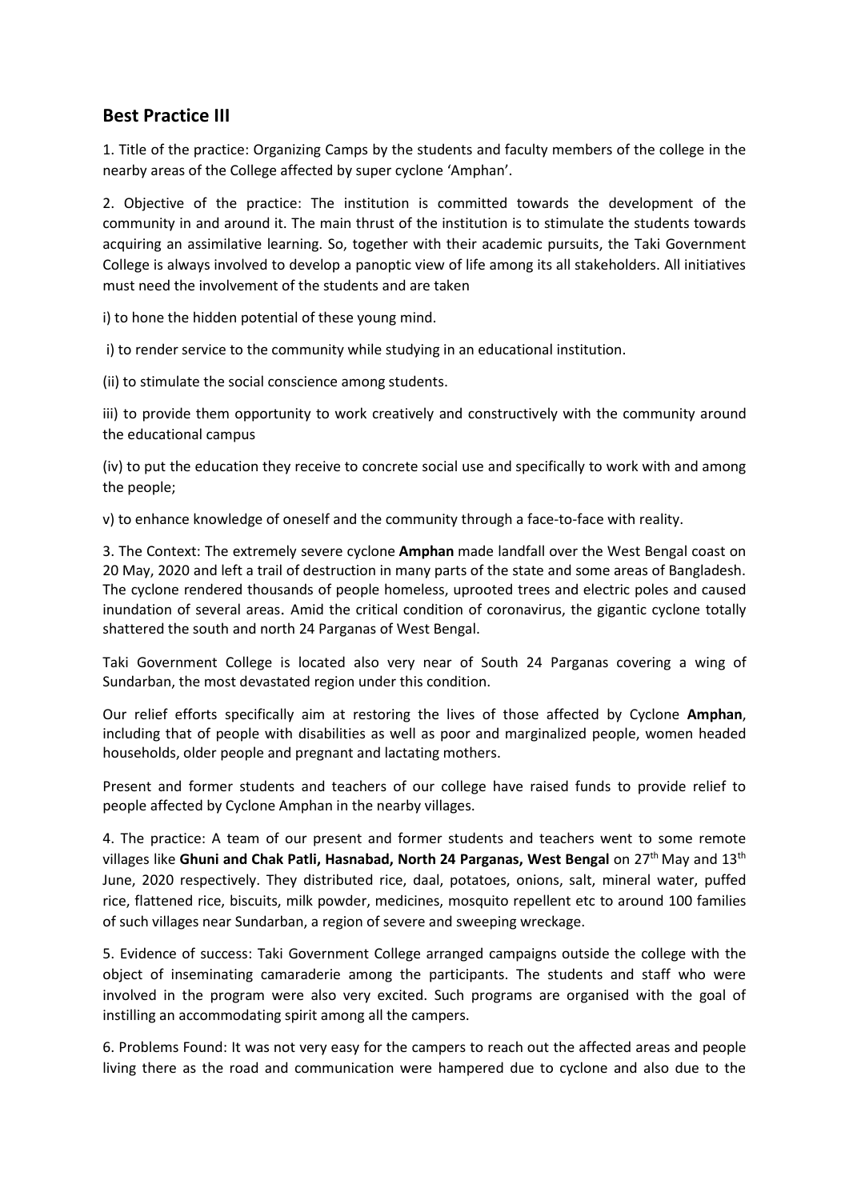## Best Practice III

1. Title of the practice: Organizing Camps by the students and faculty members of the college in the nearby areas of the College affected by super cyclone 'Amphan'.

2. Objective of the practice: The institution is committed towards the development of the community in and around it. The main thrust of the institution is to stimulate the students towards acquiring an assimilative learning. So, together with their academic pursuits, the Taki Government College is always involved to develop a panoptic view of life among its all stakeholders. All initiatives must need the involvement of the students and are taken

i) to hone the hidden potential of these young mind.

i) to render service to the community while studying in an educational institution.

(ii) to stimulate the social conscience among students.

iii) to provide them opportunity to work creatively and constructively with the community around the educational campus

(iv) to put the education they receive to concrete social use and specifically to work with and among the people;

v) to enhance knowledge of oneself and the community through a face-to-face with reality.

3. The Context: The extremely severe cyclone **Amphan** made landfall over the West Bengal coast on 20 May, 2020 and left a trail of destruction in many parts of the state and some areas of Bangladesh. The cyclone rendered thousands of people homeless, uprooted trees and electric poles and caused inundation of several areas. Amid the critical condition of coronavirus, the gigantic cyclone totally shattered the south and north 24 Parganas of West Bengal.

Taki Government College is located also very near of South 24 Parganas covering a wing of Sundarban, the most devastated region under this condition.

Our relief efforts specifically aim at restoring the lives of those affected by Cyclone **Amphan**, including that of people with disabilities as well as poor and marginalized people, women headed households, older people and pregnant and lactating mothers.

Present and former students and teachers of our college have raised funds to provide relief to people affected by Cyclone Amphan in the nearby villages.

4. The practice: A team of our present and former students and teachers went to some remote villages like **Ghuni and Chak Patli, Hasnabad, North 24 Parganas, West Bengal** on 27th May and 13th June, 2020 respectively. They distributed rice, daal, potatoes, onions, salt, mineral water, puffed rice, flattened rice, biscuits, milk powder, medicines, mosquito repellent etc to around 100 families of such villages near Sundarban, a region of severe and sweeping wreckage.

5. Evidence of success: Taki Government College arranged campaigns outside the college with the object of inseminating camaraderie among the participants. The students and staff who were involved in the program were also very excited. Such programs are organised with the goal of instilling an accommodating spirit among all the campers.

6. Problems Found: It was not very easy for the campers to reach out the affected areas and people living there as the road and communication were hampered due to cyclone and also due to the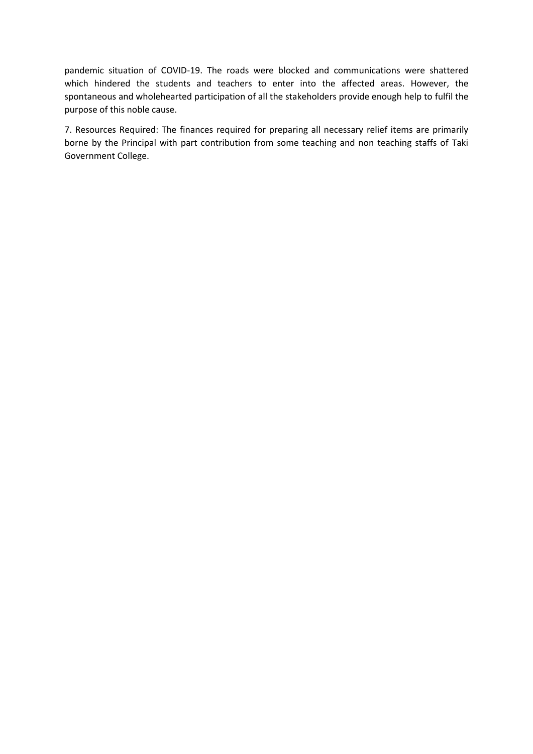pandemic situation of COVID-19. The roads were blocked and communications were shattered which hindered the students and teachers to enter into the affected areas. However, the spontaneous and wholehearted participation of all the stakeholders provide enough help to fulfil the purpose of this noble cause.

7. Resources Required: The finances required for preparing all necessary relief items are primarily borne by the Principal with part contribution from some teaching and non teaching staffs of Taki Government College.